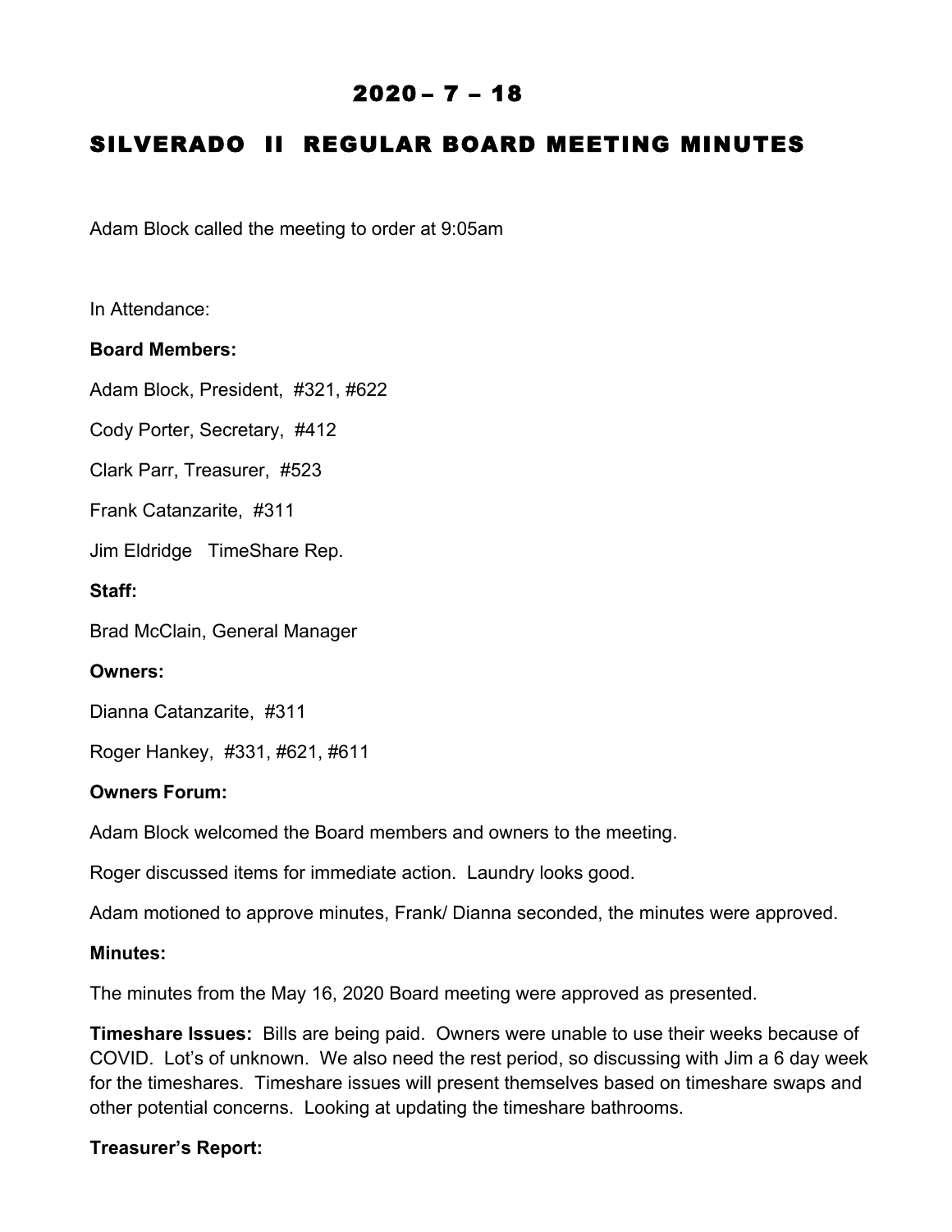# 2020 – 7 – 18

# SILVERADO II REGULAR BOARD MEETING MINUTES

Adam Block called the meeting to order at 9:05am

In Attendance:

**Board Members:**

Adam Block, President, #321, #622

Cody Porter, Secretary, #412

Clark Parr, Treasurer, #523

Frank Catanzarite, #311

Jim Eldridge TimeShare Rep.

**Staff:**

Brad McClain, General Manager

**Owners:**

Dianna Catanzarite, #311

Roger Hankey, #331, #621, #611

**Owners Forum:**

Adam Block welcomed the Board members and owners to the meeting.

Roger discussed items for immediate action. Laundry looks good.

Adam motioned to approve minutes, Frank/ Dianna seconded, the minutes were approved.

**Minutes:**

The minutes from the May 16, 2020 Board meeting were approved as presented.

**Timeshare Issues:** Bills are being paid. Owners were unable to use their weeks because of COVID. Lot's of unknown. We also need the rest period, so discussing with Jim a 6 day week for the timeshares. Timeshare issues will present themselves based on timeshare swaps and other potential concerns. Looking at updating the timeshare bathrooms.

**Treasurer's Report:**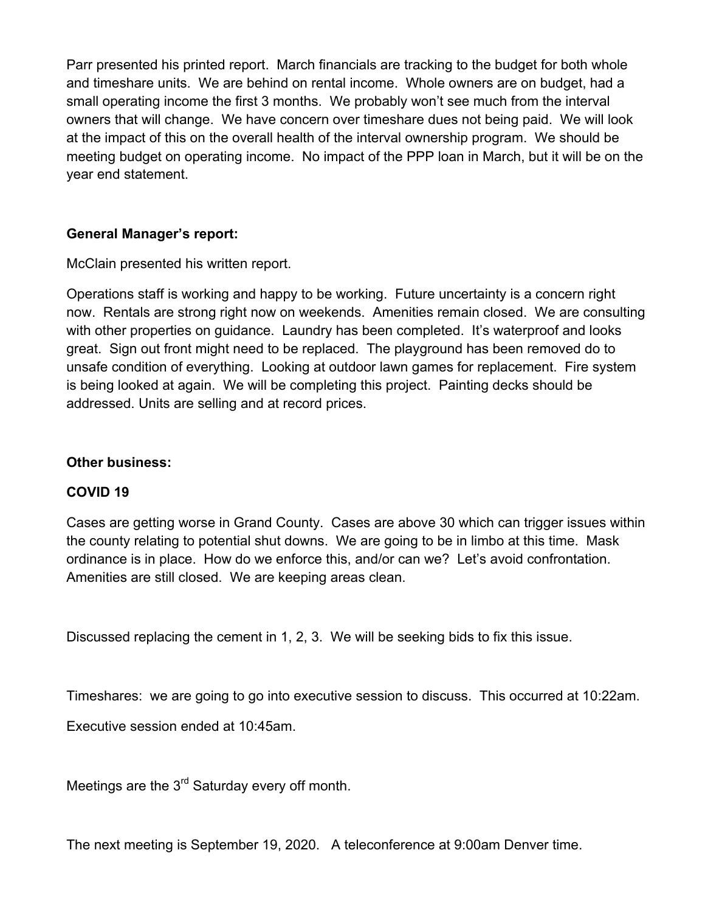Parr presented his printed report. March financials are tracking to the budget for both whole and timeshare units. We are behind on rental income. Whole owners are on budget, had a small operating income the first 3 months. We probably won't see much from the interval owners that will change. We have concern over timeshare dues not being paid. We will look at the impact of this on the overall health of the interval ownership program. We should be meeting budget on operating income. No impact of the PPP loan in March, but it will be on the year end statement.

**General Manager's report:**

McClain presented his written report.

Operations staff is working and happy to be working. Future uncertainty is a concern right now. Rentals are strong right now on weekends. Amenities remain closed. We are consulting with other properties on guidance. Laundry has been completed. It's waterproof and looks great. Sign out front might need to be replaced. The playground has been removed do to unsafe condition of everything. Looking at outdoor lawn games for replacement. Fire system is being looked at again. We will be completing this project. Painting decks should be addressed. Units are selling and at record prices.

**Other business:**

**COVID 19**

Cases are getting worse in Grand County. Cases are above 30 which can trigger issues within the county relating to potential shut downs. We are going to be in limbo at this time. Mask ordinance is in place. How do we enforce this, and/or can we? Let's avoid confrontation. Amenities are still closed. We are keeping areas clean.

Discussed replacing the cement in 1, 2, 3. We will be seeking bids to fix this issue.

Timeshares: we are going to go into executive session to discuss. This occurred at 10:22am.

Executive session ended at 10:45am.

Meetings are the 3rd Saturday every off month.

The next meeting is September 19, 2020. A teleconference at 9:00am Denver time.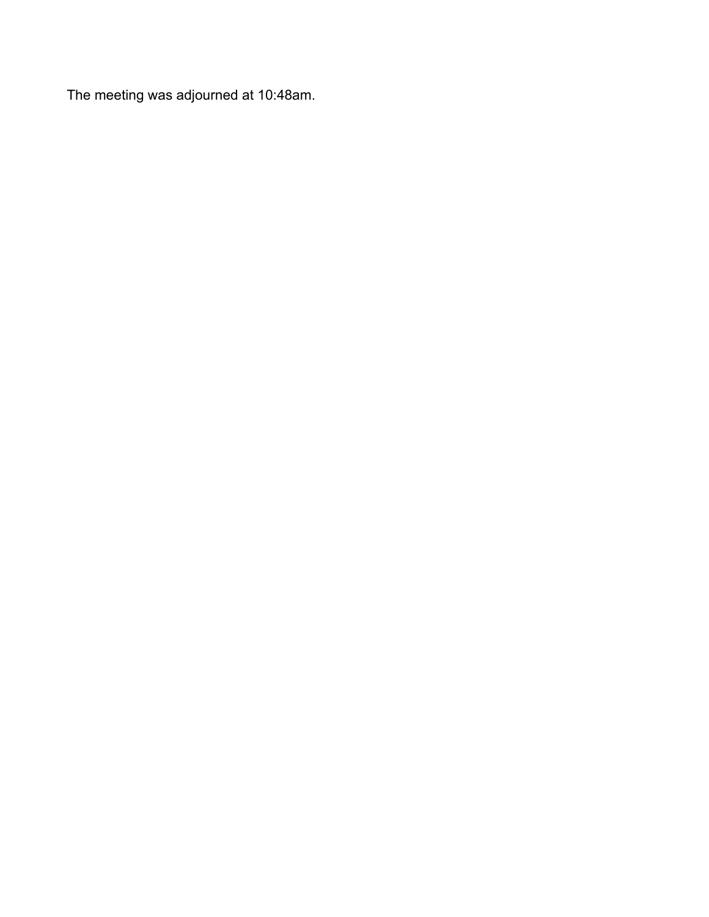The meeting was adjourned at 10:48am.